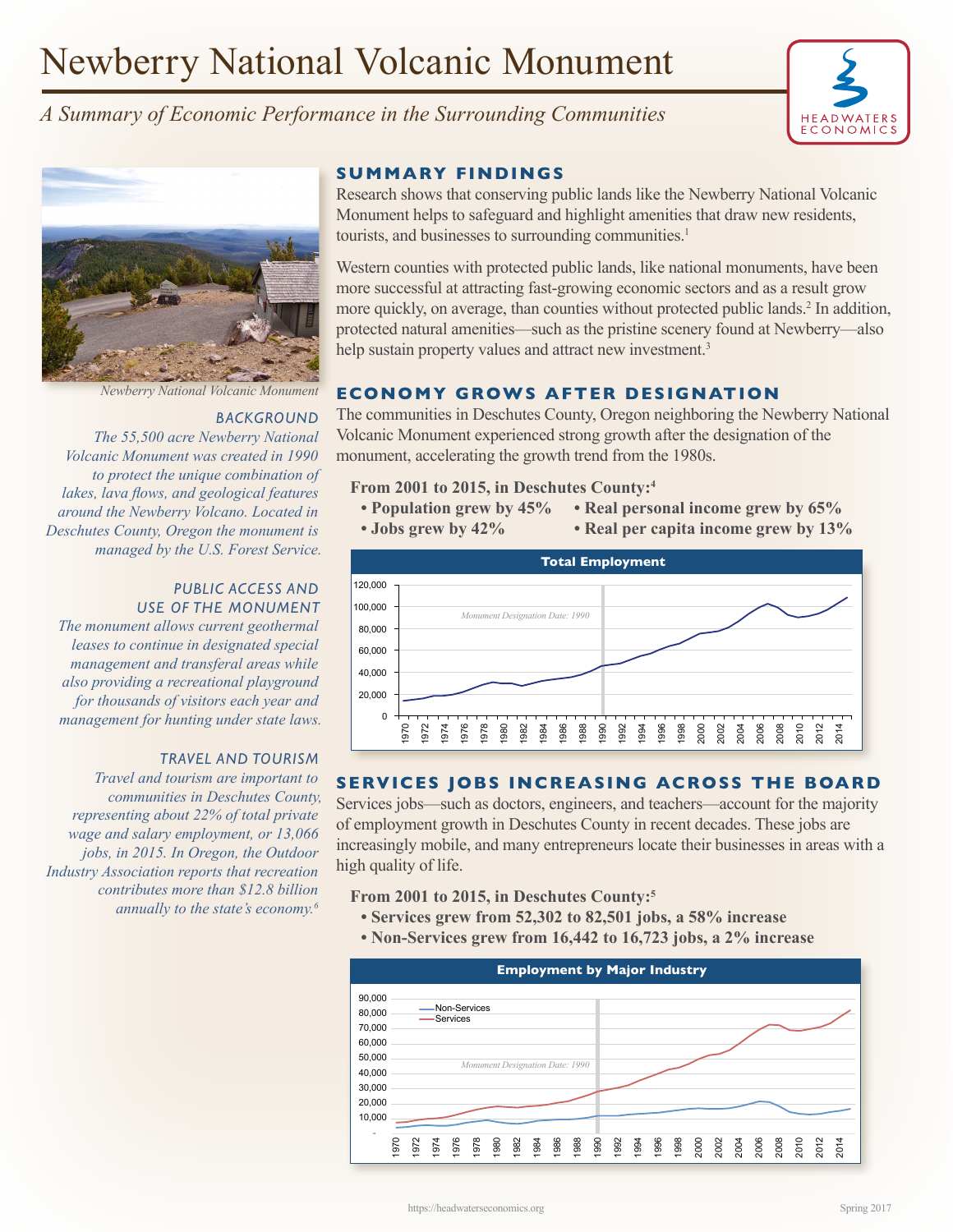# Newberry National Volcanic Monument

*A Summary of Economic Performance in the Surrounding Communities*

## SUMMARY FINDINGS

Research shows that conserving public lands like the Newberry National Volcanic Monument helps to safeguard and highlight amenities that draw new residents, tourists, and businesses to surrounding communities.[1]

Western counties with protected public lands, like national monuments, have been more successful at attracting fast-growing economic sectors and as a result grow more quickly, on average, than counties without protected public lands.[2] In addition, protected natural amenities—such as the pristine scenery found at Newberry—also help sustain property values and attract new investment.[3]

*Newberry National Volcanic Monument*

### BACKGROUND

*The 55,500 acre Newberry National Volcanic Monument was created in 1990 to protect the unique combination of lakes, lava flows, and geological features around the Newberry Volcano. Located in Deschutes County, Oregon the monument is managed by the U.S. Forest Service.*

### PUBLIC ACCESS AND USE OF THE MONUMENT

*The monument allows current geothermal leases to continue in designated special management and transferal areas while also providing a recreational playground for thousands of visitors each year and management for hunting under state laws.*

### TRAVEL AND TOURISM

*Travel and tourism are important to communities in Deschutes County, representing about 22% of total private wage and salary employment, or 13,066 jobs, in 2015. In Oregon, the Outdoor Industry Association reports that recreation contributes more than $12.8 billion annually to the state's economy.[6]*

## ECONOMY GROWS AFTER DESIGNATION

The communities in Deschutes County, Oregon neighboring the Newberry National Volcanic Monument experienced strong growth after the designation of the monument, accelerating the growth trend from the 1980s.

**From 2001 to 2015, in Deschutes County:[4]**

- **Population grew by 45%**
- **Jobs grew by 42%**
- **Real personal income grew by 65%**
- **Real per capita income grew by 13%**

**Total Employment**

## SERVICES JOBS INCREASING ACROSS THE BOARD

Services jobs—such as doctors, engineers, and teachers—account for the majority of employment growth in Deschutes County in recent decades. These jobs are increasingly mobile, and many entrepreneurs locate their businesses in areas with a high quality of life.

**From 2001 to 2015, in Deschutes County:[5]**

- **Services grew from 52,302 to 82,501 jobs, a 58% increase**
- **Non-Services grew from 16,442 to 16,723 jobs, a 2% increase**

**Employment by Major Industry**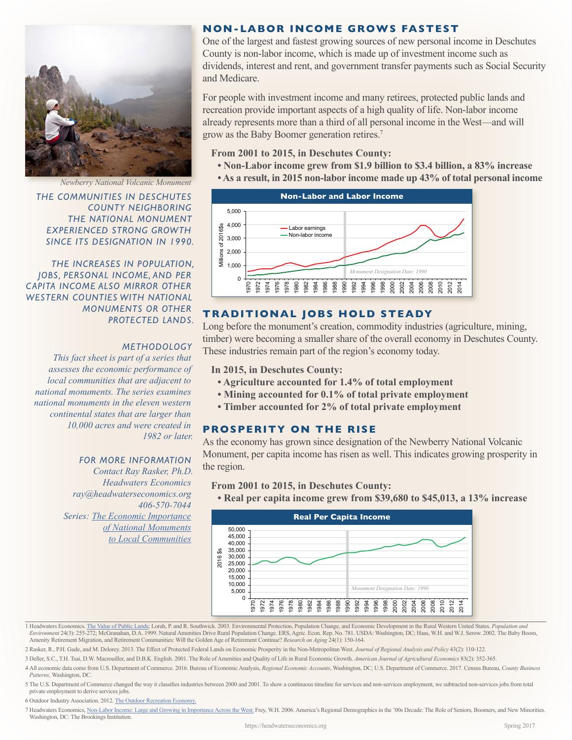Newberry National Volcanic Monument

*THE COMMUNITIES IN DESCHUTES COUNTY NEIGHBORING THE NATIONAL MONUMENT EXPERIENCED STRONG GROWTH SINCE ITS DESIGNATION IN 1990.*

*THE INCREASES IN POPULATION, JOBS, PERSONAL INCOME, AND PER CAPITA INCOME ALSO MIRROR OTHER WESTERN COUNTIES WITH NATIONAL MONUMENTS OR OTHER PROTECTED LANDS.*

*METHODOLOGY*

*This fact sheet is part of a series that assesses the economic performance of local communities that are adjacent to national monuments. The series examines national monuments in the eleven western continental states that are larger than 10,000 acres and were created in 1982 or later.*

*FOR MORE INFORMATION*

*Contact Ray Rasker, Ph.D.*
*Headwaters Economics*
*ray@headwaterseconomics.org*
*406-570-7044*
*Series: The Economic Importance of National Monuments to Local Communities*

## NON-LABOR INCOME GROWS FASTEST

One of the largest and fastest growing sources of new personal income in Deschutes County is non-labor income, which is made up of investment income such as dividends, interest and rent, and government transfer payments such as Social Security and Medicare.

For people with investment income and many retirees, protected public lands and recreation provide important aspects of a high quality of life. Non-labor income already represents more than a third of all personal income in the West—and will grow as the Baby Boomer generation retires.[7]

**From 2001 to 2015, in Deschutes County:**

- **Non-Labor income grew from $1.9 billion to $3.4 billion, a 83% increase**
- **As a result, in 2015 non-labor income made up 43% of total personal income**

Non-Labor and Labor Income

Millions of 2016$s

5,000
4,000
3,000
2,000
1,000
0

Labor earnings
Non-labor income

Monument Designation Date: 1990

1970 1972 1974 1976 1978 1980 1982 1984 1986 1988 1990 1992 1994 1996 1998 2000 2002 2004 2006 2008 2010 2012 2014

## TRADITIONAL JOBS HOLD STEADY

Long before the monument's creation, commodity industries (agriculture, mining, timber) were becoming a smaller share of the overall economy in Deschutes County. These industries remain part of the region's economy today.

**In 2015, in Deschutes County:**

- **Agriculture accounted for 1.4% of total employment**
- **Mining accounted for 0.1% of total private employment**
- **Timber accounted for 2% of total private employment**

## PROSPERITY ON THE RISE

As the economy has grown since designation of the Newberry National Volcanic Monument, per capita income has risen as well. This indicates growing prosperity in the region.

**From 2001 to 2015, in Deschutes County:**

- **Real per capita income grew from $39,680 to $45,013, a 13% increase**

Real Per Capita Income

2016 $s

50,000
45,000
40,000
35,000
30,000
25,000
20,000
15,000
10,000
5,000
0

Monument Designation Date: 1990

1970 1972 1974 1976 1978 1980 1982 1984 1986 1988 1990 1992 1994 1996 1998 2000 2002 2004 2006 2008 2010 2012 2014

---

1 Headwaters Economics. The Value of Public Lands; Lorah, P. and R. Southwick. 2003. Environmental Protection, Population Change, and Economic Development in the Rural Western United States. *Population and Environment* 24(3): 255-272; McGranahan, D.A. 1999. Natural Amenities Drive Rural Population Change. ERS, Agric. Econ. Rep. No. 781. USDA: Washington, DC; Haas, W.H. and W.J. Serow. 2002. The Baby Boom, Amenity Retirement Migration, and Retirement Communities: Will the Golden Age of Retirement Continue? *Research on Aging* 24(1): 150-164.

2 Rasker, R., P.H. Gude, and M. Delorey. 2013. The Effect of Protected Federal Lands on Economic Prosperity in the Non-Metropolitan West. *Journal of Regional Analysis and Policy* 43(2): 110-122.

3 Deller, S.C., T.H. Tsai, D.W. Macrouiller, and D.B.K. English. 2001. The Role of Amenities and Quality of Life in Rural Economic Growth. *American Journal of Agricultural Economics* 83(2): 352-365.

4 All economic data come from U.S. Department of Commerce. 2016. Bureau of Economic Analysis, *Regional Economic Accounts*, Washington, DC; U.S. Department of Commerce. 2017. Census Bureau, *County Business Patterns,* Washington, DC.

5 The U.S. Department of Commerce changed the way it classifies industries between 2000 and 2001. To show a continuous timeline for services and non-services employment, we subtracted non-services jobs from total private employment to derive services jobs.

6 Outdoor Industry Association. 2012. The Outdoor Recreation Economy.

7 Headwaters Economics, Non-Labor Income: Large and Growing in Importance Across the West; Frey, W.H. 2006. America's Regional Demographics in the '00s Decade: The Role of Seniors, Boomers, and New Minorities. Washington, DC: The Brookings Institution.

https://headwaterseconomics.org Spring 2017